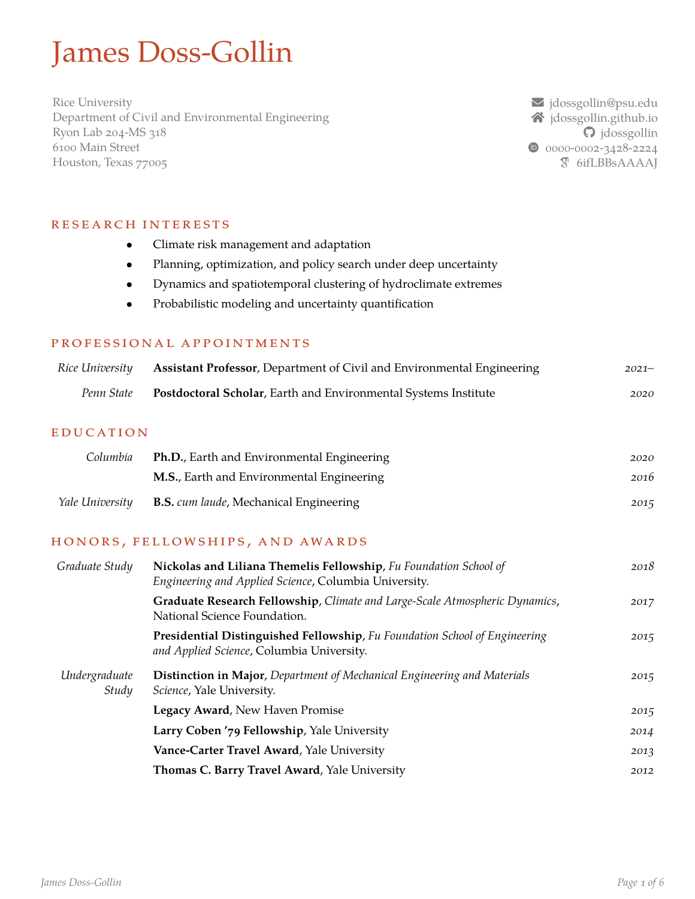# James Doss-Gollin

Rice University
Department of Civil and Environmental Engineering
Ryon Lab 204-MS 318
6100 Main Street
Houston, Texas 77005

jdossgollin@psu.edu
jdossgollin.github.io
jdossgollin
0000-0002-3428-2224
6ifLBBsAAAAJ

## Research Interests

- Climate risk management and adaptation
- Planning, optimization, and policy search under deep uncertainty
- Dynamics and spatiotemporal clustering of hydroclimate extremes
- Probabilistic modeling and uncertainty quantification

## Professional Appointments

| | | |
|---|---|---|
| *Rice University* | **Assistant Professor**, Department of Civil and Environmental Engineering | *2021–* |
| *Penn State* | **Postdoctoral Scholar**, Earth and Environmental Systems Institute | *2020* |

## Education

| | | |
|---|---|---|
| *Columbia* | **Ph.D.**, Earth and Environmental Engineering | *2020* |
| | **M.S.**, Earth and Environmental Engineering | *2016* |
| *Yale University* | **B.S.** *cum laude*, Mechanical Engineering | *2015* |

## Honors, Fellowships, and Awards

| | | |
|---|---|---|
| *Graduate Study* | **Nickolas and Liliana Themelis Fellowship**, *Fu Foundation School of Engineering and Applied Science*, Columbia University. | *2018* |
| | **Graduate Research Fellowship**, *Climate and Large-Scale Atmospheric Dynamics*, National Science Foundation. | *2017* |
| | **Presidential Distinguished Fellowship**, *Fu Foundation School of Engineering and Applied Science*, Columbia University. | *2015* |
| *Undergraduate Study* | **Distinction in Major**, *Department of Mechanical Engineering and Materials Science*, Yale University. | *2015* |
| | **Legacy Award**, New Haven Promise | *2015* |
| | **Larry Coben '79 Fellowship**, Yale University | *2014* |
| | **Vance-Carter Travel Award**, Yale University | *2013* |
| | **Thomas C. Barry Travel Award**, Yale University | *2012* |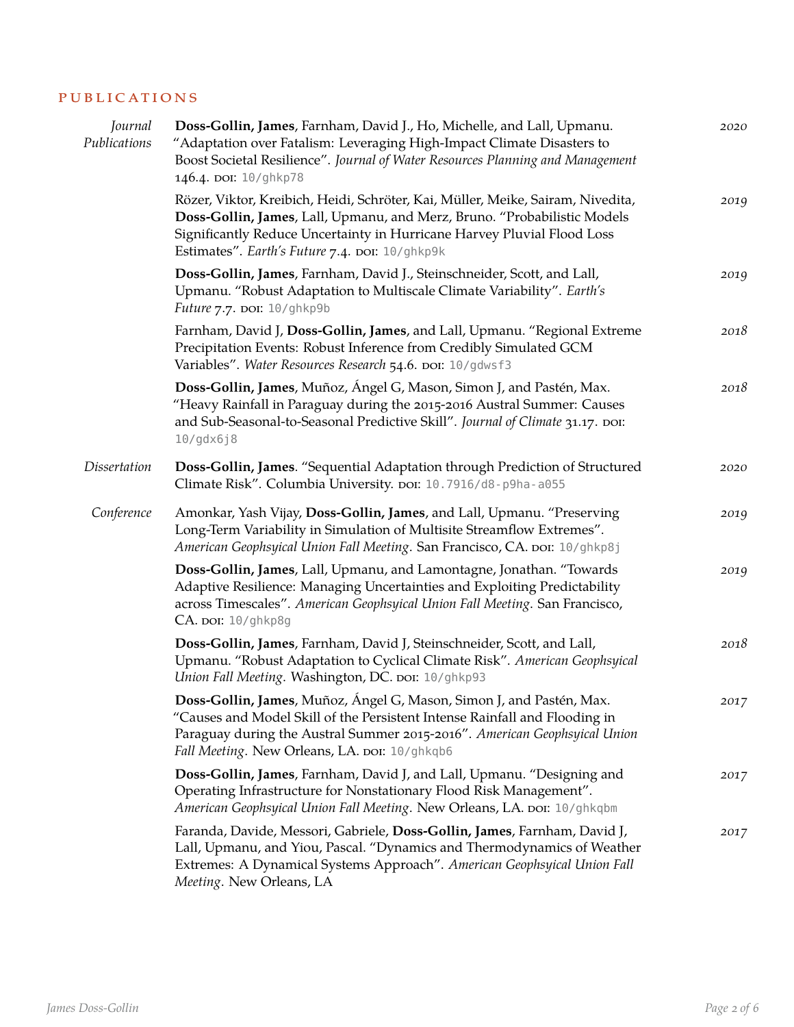## PUBLICATIONS

### *Journal Publications*

**Doss-Gollin, James**, Farnham, David J., Ho, Michelle, and Lall, Upmanu. "Adaptation over Fatalism: Leveraging High-Impact Climate Disasters to Boost Societal Resilience". *Journal of Water Resources Planning and Management* 146.4. DOI: 10/ghkp78 — *2020*

Rözer, Viktor, Kreibich, Heidi, Schröter, Kai, Müller, Meike, Sairam, Nivedita, **Doss-Gollin, James**, Lall, Upmanu, and Merz, Bruno. "Probabilistic Models Significantly Reduce Uncertainty in Hurricane Harvey Pluvial Flood Loss Estimates". *Earth's Future* 7.4. DOI: 10/ghkp9k — *2019*

**Doss-Gollin, James**, Farnham, David J., Steinschneider, Scott, and Lall, Upmanu. "Robust Adaptation to Multiscale Climate Variability". *Earth's Future* 7.7. DOI: 10/ghkp9b — *2019*

Farnham, David J, **Doss-Gollin, James**, and Lall, Upmanu. "Regional Extreme Precipitation Events: Robust Inference from Credibly Simulated GCM Variables". *Water Resources Research* 54.6. DOI: 10/gdwsf3 — *2018*

**Doss-Gollin, James**, Muñoz, Ángel G, Mason, Simon J, and Pastén, Max. "Heavy Rainfall in Paraguay during the 2015-2016 Austral Summer: Causes and Sub-Seasonal-to-Seasonal Predictive Skill". *Journal of Climate* 31.17. DOI: 10/gdx6j8 — *2018*

### *Dissertation*

**Doss-Gollin, James**. "Sequential Adaptation through Prediction of Structured Climate Risk". Columbia University. DOI: 10.7916/d8-p9ha-a055 — *2020*

### *Conference*

Amonkar, Yash Vijay, **Doss-Gollin, James**, and Lall, Upmanu. "Preserving Long-Term Variability in Simulation of Multisite Streamflow Extremes". *American Geophsyical Union Fall Meeting*. San Francisco, CA. DOI: 10/ghkp8j — *2019*

**Doss-Gollin, James**, Lall, Upmanu, and Lamontagne, Jonathan. "Towards Adaptive Resilience: Managing Uncertainties and Exploiting Predictability across Timescales". *American Geophsyical Union Fall Meeting*. San Francisco, CA. DOI: 10/ghkp8g — *2019*

**Doss-Gollin, James**, Farnham, David J, Steinschneider, Scott, and Lall, Upmanu. "Robust Adaptation to Cyclical Climate Risk". *American Geophsyical Union Fall Meeting*. Washington, DC. DOI: 10/ghkp93 — *2018*

**Doss-Gollin, James**, Muñoz, Ángel G, Mason, Simon J, and Pastén, Max. "Causes and Model Skill of the Persistent Intense Rainfall and Flooding in Paraguay during the Austral Summer 2015-2016". *American Geophsyical Union Fall Meeting*. New Orleans, LA. DOI: 10/ghkqb6 — *2017*

**Doss-Gollin, James**, Farnham, David J, and Lall, Upmanu. "Designing and Operating Infrastructure for Nonstationary Flood Risk Management". *American Geophsyical Union Fall Meeting*. New Orleans, LA. DOI: 10/ghkqbm — *2017*

Faranda, Davide, Messori, Gabriele, **Doss-Gollin, James**, Farnham, David J, Lall, Upmanu, and Yiou, Pascal. "Dynamics and Thermodynamics of Weather Extremes: A Dynamical Systems Approach". *American Geophsyical Union Fall Meeting*. New Orleans, LA — *2017*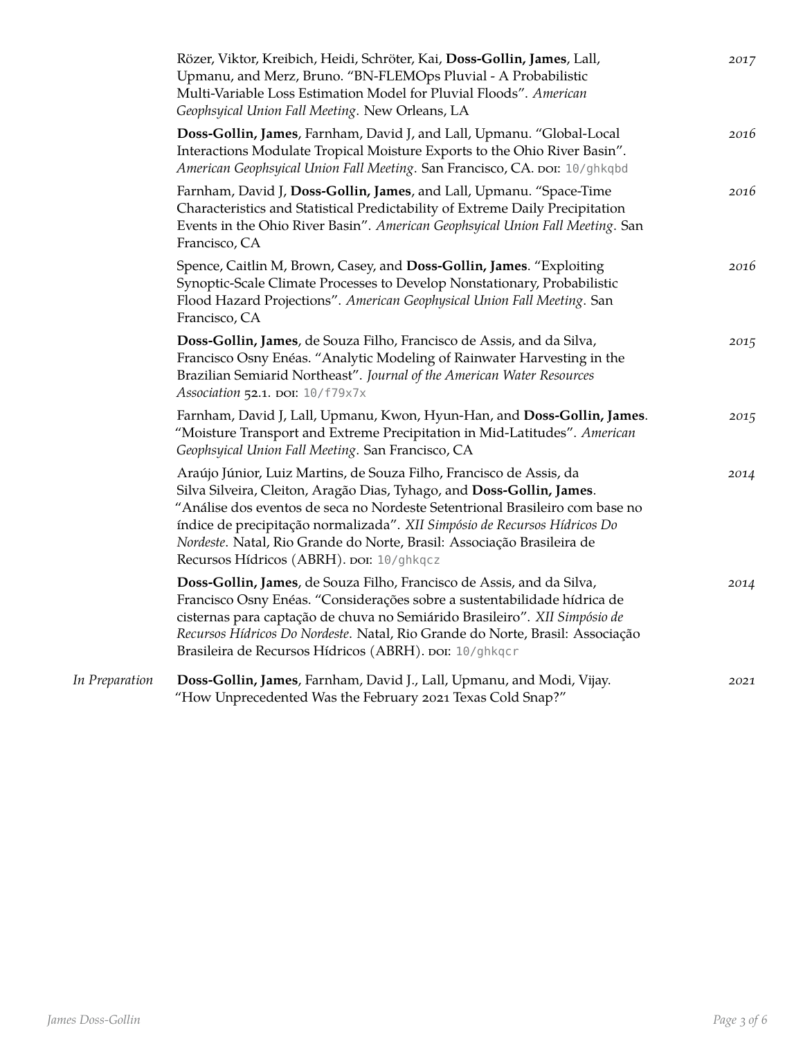Rözer, Viktor, Kreibich, Heidi, Schröter, Kai, **Doss-Gollin, James**, Lall, Upmanu, and Merz, Bruno. "BN-FLEMOps Pluvial - A Probabilistic Multi-Variable Loss Estimation Model for Pluvial Floods". *American Geophsyical Union Fall Meeting*. New Orleans, LA — *2017*

**Doss-Gollin, James**, Farnham, David J, and Lall, Upmanu. "Global-Local Interactions Modulate Tropical Moisture Exports to the Ohio River Basin". *American Geophsyical Union Fall Meeting*. San Francisco, CA. doi: 10/ghkqbd — *2016*

Farnham, David J, **Doss-Gollin, James**, and Lall, Upmanu. "Space-Time Characteristics and Statistical Predictability of Extreme Daily Precipitation Events in the Ohio River Basin". *American Geophsyical Union Fall Meeting*. San Francisco, CA — *2016*

Spence, Caitlin M, Brown, Casey, and **Doss-Gollin, James**. "Exploiting Synoptic-Scale Climate Processes to Develop Nonstationary, Probabilistic Flood Hazard Projections". *American Geophysical Union Fall Meeting*. San Francisco, CA — *2016*

**Doss-Gollin, James**, de Souza Filho, Francisco de Assis, and da Silva, Francisco Osny Enéas. "Analytic Modeling of Rainwater Harvesting in the Brazilian Semiarid Northeast". *Journal of the American Water Resources Association* 52.1. doi: 10/f79x7x — *2015*

Farnham, David J, Lall, Upmanu, Kwon, Hyun-Han, and **Doss-Gollin, James**. "Moisture Transport and Extreme Precipitation in Mid-Latitudes". *American Geophsyical Union Fall Meeting*. San Francisco, CA — *2015*

Araújo Júnior, Luiz Martins, de Souza Filho, Francisco de Assis, da Silva Silveira, Cleiton, Aragão Dias, Tyhago, and **Doss-Gollin, James**. "Análise dos eventos de seca no Nordeste Setentrional Brasileiro com base no índice de precipitação normalizada". *XII Simpósio de Recursos Hídricos Do Nordeste*. Natal, Rio Grande do Norte, Brasil: Associação Brasileira de Recursos Hídricos (ABRH). doi: 10/ghkqcz — *2014*

**Doss-Gollin, James**, de Souza Filho, Francisco de Assis, and da Silva, Francisco Osny Enéas. "Considerações sobre a sustentabilidade hídrica de cisternas para captação de chuva no Semiárido Brasileiro". *XII Simpósio de Recursos Hídricos Do Nordeste*. Natal, Rio Grande do Norte, Brasil: Associação Brasileira de Recursos Hídricos (ABRH). doi: 10/ghkqcr — *2014*

*In Preparation*

**Doss-Gollin, James**, Farnham, David J., Lall, Upmanu, and Modi, Vijay. "How Unprecedented Was the February 2021 Texas Cold Snap?" — *2021*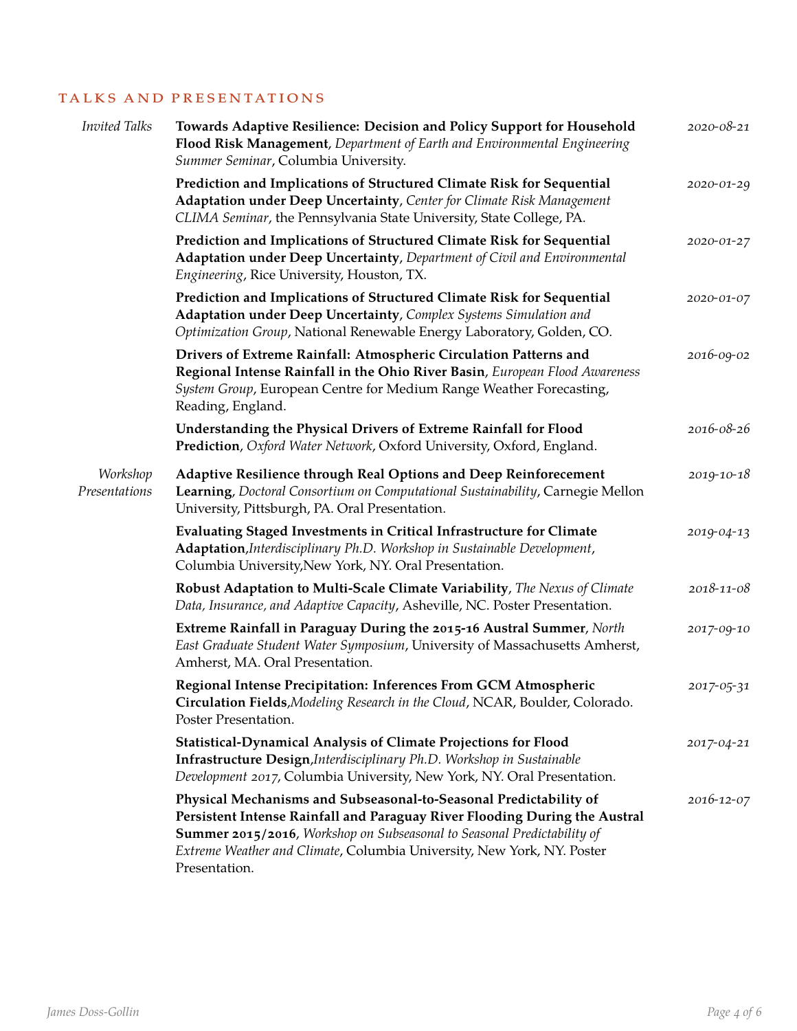## Talks and Presentations

### *Invited Talks*

**Towards Adaptive Resilience: Decision and Policy Support for Household Flood Risk Management**, *Department of Earth and Environmental Engineering Summer Seminar*, Columbia University. *2020-08-21*

**Prediction and Implications of Structured Climate Risk for Sequential Adaptation under Deep Uncertainty**, *Center for Climate Risk Management CLIMA Seminar*, the Pennsylvania State University, State College, PA. *2020-01-29*

**Prediction and Implications of Structured Climate Risk for Sequential Adaptation under Deep Uncertainty**, *Department of Civil and Environmental Engineering*, Rice University, Houston, TX. *2020-01-27*

**Prediction and Implications of Structured Climate Risk for Sequential Adaptation under Deep Uncertainty**, *Complex Systems Simulation and Optimization Group*, National Renewable Energy Laboratory, Golden, CO. *2020-01-07*

**Drivers of Extreme Rainfall: Atmospheric Circulation Patterns and Regional Intense Rainfall in the Ohio River Basin**, *European Flood Awareness System Group*, European Centre for Medium Range Weather Forecasting, Reading, England. *2016-09-02*

**Understanding the Physical Drivers of Extreme Rainfall for Flood Prediction**, *Oxford Water Network*, Oxford University, Oxford, England. *2016-08-26*

### *Workshop Presentations*

**Adaptive Resilience through Real Options and Deep Reinforecement Learning**, *Doctoral Consortium on Computational Sustainability*, Carnegie Mellon University, Pittsburgh, PA. Oral Presentation. *2019-10-18*

**Evaluating Staged Investments in Critical Infrastructure for Climate Adaptation**,*Interdisciplinary Ph.D. Workshop in Sustainable Development*, Columbia University,New York, NY. Oral Presentation. *2019-04-13*

**Robust Adaptation to Multi-Scale Climate Variability**, *The Nexus of Climate Data, Insurance, and Adaptive Capacity*, Asheville, NC. Poster Presentation. *2018-11-08*

**Extreme Rainfall in Paraguay During the 2015-16 Austral Summer**, *North East Graduate Student Water Symposium*, University of Massachusetts Amherst, Amherst, MA. Oral Presentation. *2017-09-10*

**Regional Intense Precipitation: Inferences From GCM Atmospheric Circulation Fields**,*Modeling Research in the Cloud*, NCAR, Boulder, Colorado. Poster Presentation. *2017-05-31*

**Statistical-Dynamical Analysis of Climate Projections for Flood Infrastructure Design**,*Interdisciplinary Ph.D. Workshop in Sustainable Development 2017*, Columbia University, New York, NY. Oral Presentation. *2017-04-21*

**Physical Mechanisms and Subseasonal-to-Seasonal Predictability of Persistent Intense Rainfall and Paraguay River Flooding During the Austral Summer 2015/2016**, *Workshop on Subseasonal to Seasonal Predictability of Extreme Weather and Climate*, Columbia University, New York, NY. Poster Presentation. *2016-12-07*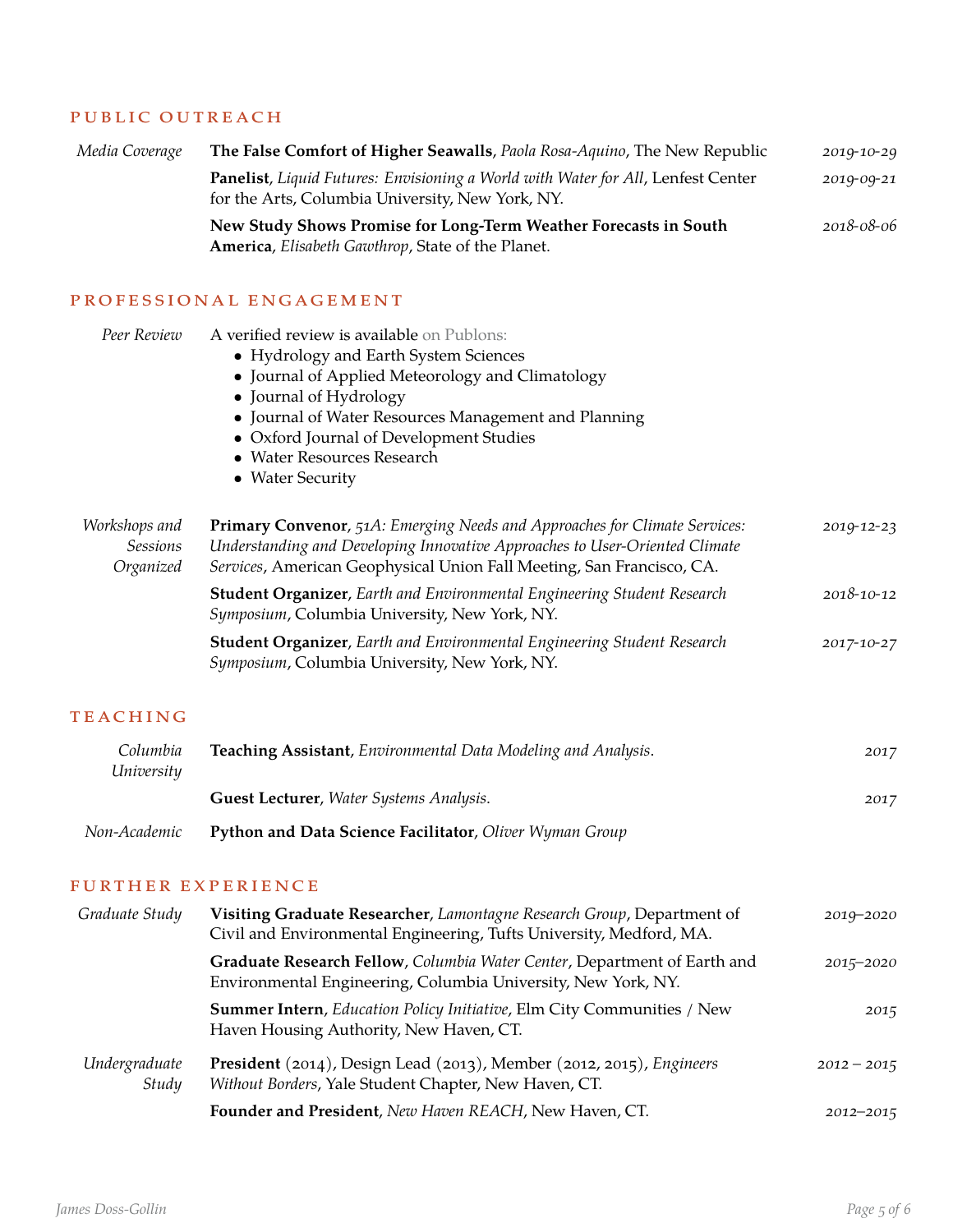## Public Outreach

*Media Coverage*

- **The False Comfort of Higher Seawalls**, *Paola Rosa-Aquino*, The New Republic — *2019-10-29*
- **Panelist**, *Liquid Futures: Envisioning a World with Water for All*, Lenfest Center for the Arts, Columbia University, New York, NY. — *2019-09-21*
- **New Study Shows Promise for Long-Term Weather Forecasts in South America**, *Elisabeth Gawthrop*, State of the Planet. — *2018-08-06*

## Professional Engagement

*Peer Review*

A verified review is available on Publons:

- Hydrology and Earth System Sciences
- Journal of Applied Meteorology and Climatology
- Journal of Hydrology
- Journal of Water Resources Management and Planning
- Oxford Journal of Development Studies
- Water Resources Research
- Water Security

*Workshops and Sessions Organized*

- **Primary Convenor**, *51A: Emerging Needs and Approaches for Climate Services: Understanding and Developing Innovative Approaches to User-Oriented Climate Services*, American Geophysical Union Fall Meeting, San Francisco, CA. — *2019-12-23*
- **Student Organizer**, *Earth and Environmental Engineering Student Research Symposium*, Columbia University, New York, NY. — *2018-10-12*
- **Student Organizer**, *Earth and Environmental Engineering Student Research Symposium*, Columbia University, New York, NY. — *2017-10-27*

## Teaching

*Columbia University*

- **Teaching Assistant**, *Environmental Data Modeling and Analysis*. — *2017*
- **Guest Lecturer**, *Water Systems Analysis*. — *2017*

*Non-Academic*

- **Python and Data Science Facilitator**, *Oliver Wyman Group*

## Further Experience

*Graduate Study*

- **Visiting Graduate Researcher**, *Lamontagne Research Group*, Department of Civil and Environmental Engineering, Tufts University, Medford, MA. — *2019–2020*
- **Graduate Research Fellow**, *Columbia Water Center*, Department of Earth and Environmental Engineering, Columbia University, New York, NY. — *2015–2020*
- **Summer Intern**, *Education Policy Initiative*, Elm City Communities / New Haven Housing Authority, New Haven, CT. — *2015*

*Undergraduate Study*

- **President** (2014), Design Lead (2013), Member (2012, 2015), *Engineers Without Borders*, Yale Student Chapter, New Haven, CT. — *2012 – 2015*
- **Founder and President**, *New Haven REACH*, New Haven, CT. — *2012–2015*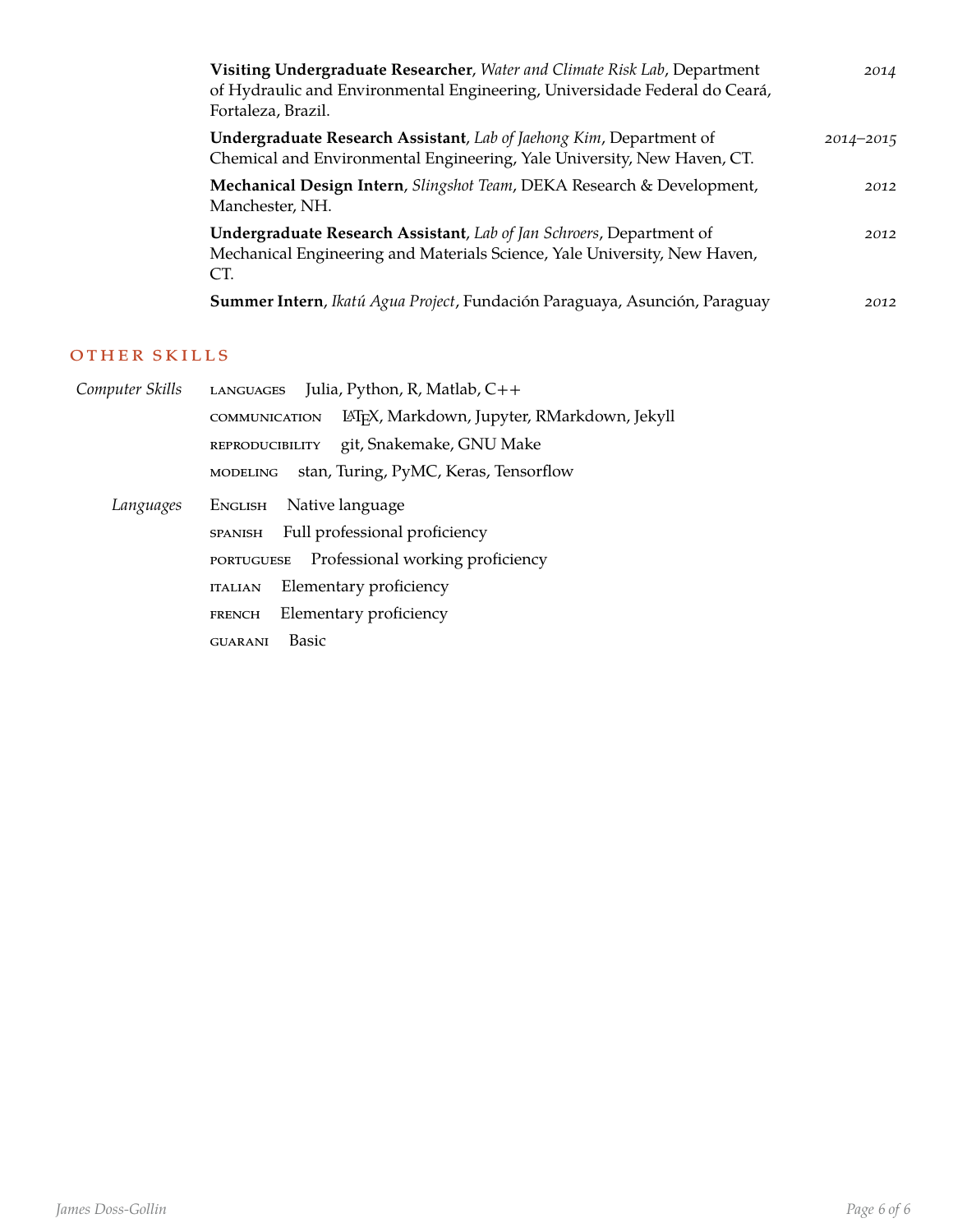**Visiting Undergraduate Researcher**, *Water and Climate Risk Lab*, Department of Hydraulic and Environmental Engineering, Universidade Federal do Ceará, Fortaleza, Brazil. *2014*

**Undergraduate Research Assistant**, *Lab of Jaehong Kim*, Department of Chemical and Environmental Engineering, Yale University, New Haven, CT. *2014–2015*

**Mechanical Design Intern**, *Slingshot Team*, DEKA Research & Development, Manchester, NH. *2012*

**Undergraduate Research Assistant**, *Lab of Jan Schroers*, Department of Mechanical Engineering and Materials Science, Yale University, New Haven, CT. *2012*

**Summer Intern**, *Ikatú Agua Project*, Fundación Paraguaya, Asunción, Paraguay *2012*

## OTHER SKILLS

*Computer Skills*

- LANGUAGES Julia, Python, R, Matlab, C++
- COMMUNICATION LaTeX, Markdown, Jupyter, RMarkdown, Jekyll
- REPRODUCIBILITY git, Snakemake, GNU Make
- MODELING stan, Turing, PyMC, Keras, Tensorflow

*Languages*

- ENGLISH Native language
- SPANISH Full professional proficiency
- PORTUGUESE Professional working proficiency
- ITALIAN Elementary proficiency
- FRENCH Elementary proficiency
- GUARANI Basic